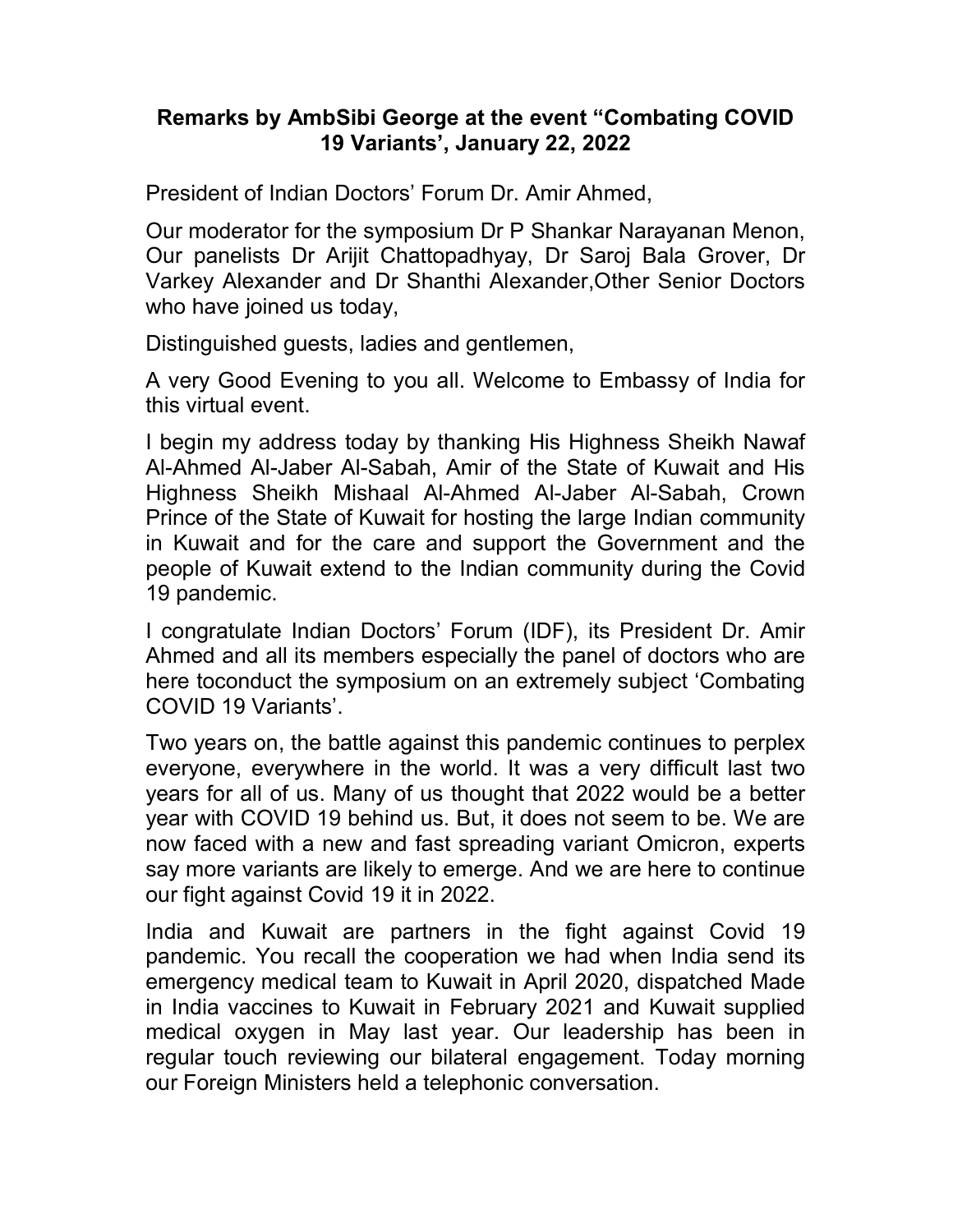**Remarks by AmbSibi George at the event "Combating COVID 19 Variants', January 22, 2022**

President of Indian Doctors' Forum Dr. Amir Ahmed,

Our moderator for the symposium Dr P Shankar Narayanan Menon, Our panelists Dr Arijit Chattopadhyay, Dr Saroj Bala Grover, Dr Varkey Alexander and Dr Shanthi Alexander,Other Senior Doctors who have joined us today,

Distinguished guests, ladies and gentlemen,

A very Good Evening to you all. Welcome to Embassy of India for this virtual event.

I begin my address today by thanking His Highness Sheikh Nawaf Al-Ahmed Al-Jaber Al-Sabah, Amir of the State of Kuwait and His Highness Sheikh Mishaal Al-Ahmed Al-Jaber Al-Sabah, Crown Prince of the State of Kuwait for hosting the large Indian community in Kuwait and for the care and support the Government and the people of Kuwait extend to the Indian community during the Covid 19 pandemic.

I congratulate Indian Doctors' Forum (IDF), its President Dr. Amir Ahmed and all its members especially the panel of doctors who are here toconduct the symposium on an extremely subject 'Combating COVID 19 Variants'.

Two years on, the battle against this pandemic continues to perplex everyone, everywhere in the world. It was a very difficult last two years for all of us. Many of us thought that 2022 would be a better year with COVID 19 behind us. But, it does not seem to be. We are now faced with a new and fast spreading variant Omicron, experts say more variants are likely to emerge. And we are here to continue our fight against Covid 19 it in 2022.

India and Kuwait are partners in the fight against Covid 19 pandemic. You recall the cooperation we had when India send its emergency medical team to Kuwait in April 2020, dispatched Made in India vaccines to Kuwait in February 2021 and Kuwait supplied medical oxygen in May last year. Our leadership has been in regular touch reviewing our bilateral engagement. Today morning our Foreign Ministers held a telephonic conversation.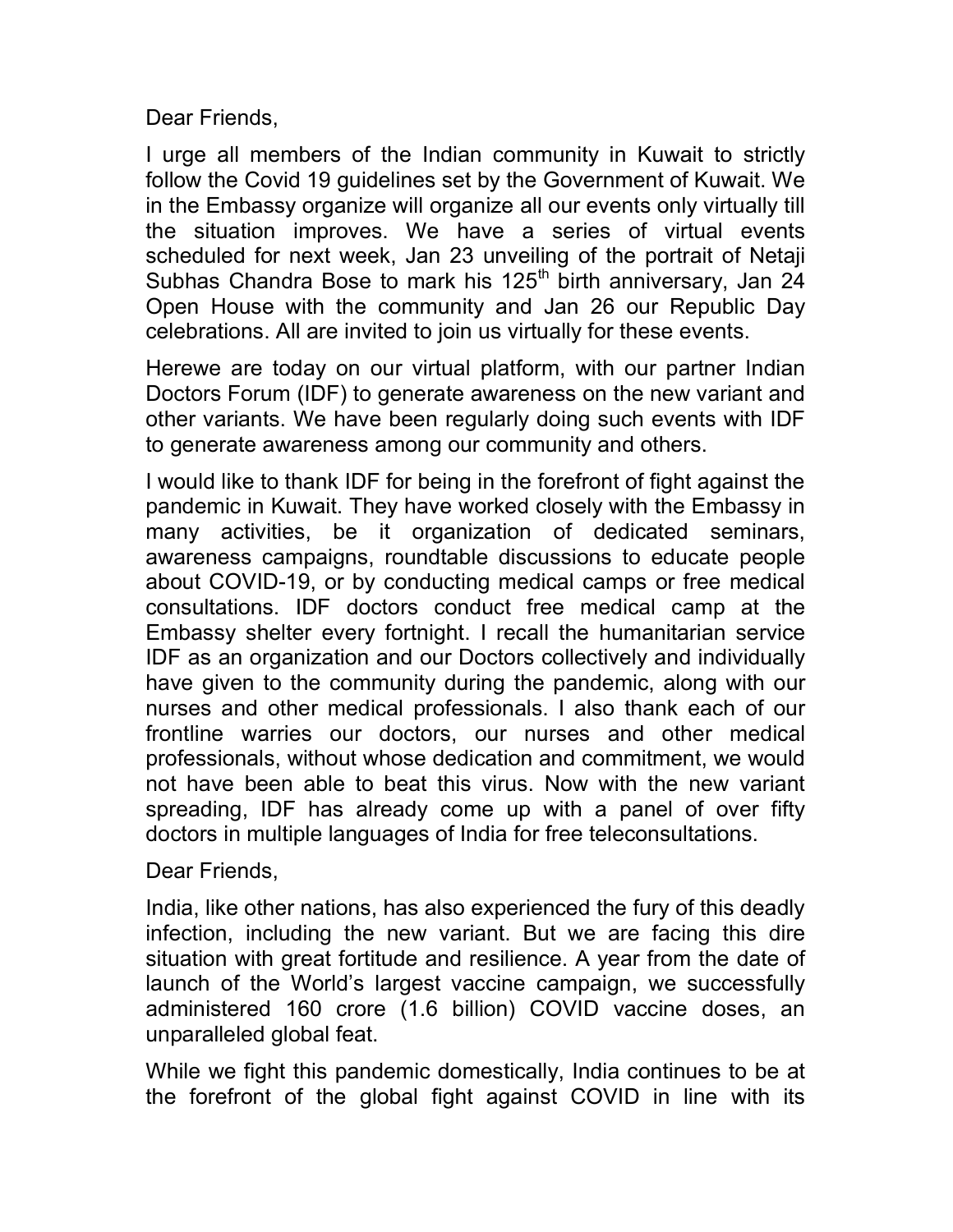Dear Friends,

I urge all members of the Indian community in Kuwait to strictly follow the Covid 19 guidelines set by the Government of Kuwait. We in the Embassy organize will organize all our events only virtually till the situation improves. We have a series of virtual events scheduled for next week, Jan 23 unveiling of the portrait of Netaji Subhas Chandra Bose to mark his 125th birth anniversary, Jan 24 Open House with the community and Jan 26 our Republic Day celebrations. All are invited to join us virtually for these events.

Herewe are today on our virtual platform, with our partner Indian Doctors Forum (IDF) to generate awareness on the new variant and other variants. We have been regularly doing such events with IDF to generate awareness among our community and others.

I would like to thank IDF for being in the forefront of fight against the pandemic in Kuwait. They have worked closely with the Embassy in many activities, be it organization of dedicated seminars, awareness campaigns, roundtable discussions to educate people about COVID-19, or by conducting medical camps or free medical consultations. IDF doctors conduct free medical camp at the Embassy shelter every fortnight. I recall the humanitarian service IDF as an organization and our Doctors collectively and individually have given to the community during the pandemic, along with our nurses and other medical professionals. I also thank each of our frontline warries our doctors, our nurses and other medical professionals, without whose dedication and commitment, we would not have been able to beat this virus. Now with the new variant spreading, IDF has already come up with a panel of over fifty doctors in multiple languages of India for free teleconsultations.

Dear Friends,

India, like other nations, has also experienced the fury of this deadly infection, including the new variant. But we are facing this dire situation with great fortitude and resilience. A year from the date of launch of the World's largest vaccine campaign, we successfully administered 160 crore (1.6 billion) COVID vaccine doses, an unparalleled global feat.

While we fight this pandemic domestically, India continues to be at the forefront of the global fight against COVID in line with its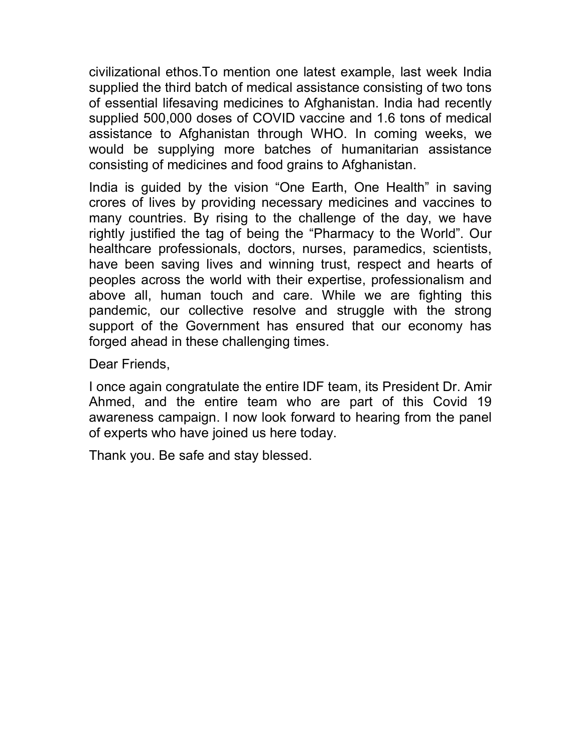civilizational ethos.To mention one latest example, last week India supplied the third batch of medical assistance consisting of two tons of essential lifesaving medicines to Afghanistan. India had recently supplied 500,000 doses of COVID vaccine and 1.6 tons of medical assistance to Afghanistan through WHO. In coming weeks, we would be supplying more batches of humanitarian assistance consisting of medicines and food grains to Afghanistan.

India is guided by the vision "One Earth, One Health" in saving crores of lives by providing necessary medicines and vaccines to many countries. By rising to the challenge of the day, we have rightly justified the tag of being the "Pharmacy to the World". Our healthcare professionals, doctors, nurses, paramedics, scientists, have been saving lives and winning trust, respect and hearts of peoples across the world with their expertise, professionalism and above all, human touch and care. While we are fighting this pandemic, our collective resolve and struggle with the strong support of the Government has ensured that our economy has forged ahead in these challenging times.

Dear Friends,

I once again congratulate the entire IDF team, its President Dr. Amir Ahmed, and the entire team who are part of this Covid 19 awareness campaign. I now look forward to hearing from the panel of experts who have joined us here today.

Thank you. Be safe and stay blessed.